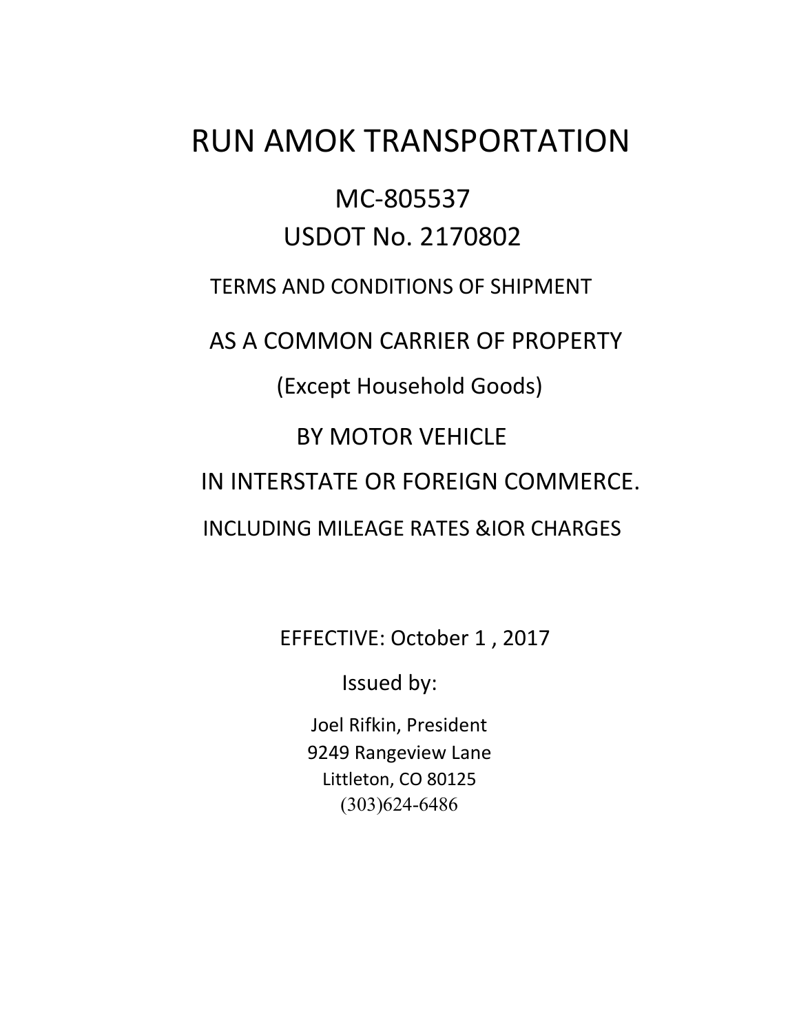# RUN AMOK TRANSPORTATION

## MC-805537
## USDOT No. 2170802

TERMS AND CONDITIONS OF SHIPMENT

AS A COMMON CARRIER OF PROPERTY

(Except Household Goods)

BY MOTOR VEHICLE

IN INTERSTATE OR FOREIGN COMMERCE.

INCLUDING MILEAGE RATES &IOR CHARGES

EFFECTIVE: October 1 , 2017

Issued by:

Joel Rifkin, President
9249 Rangeview Lane
Littleton, CO 80125
(303)624-6486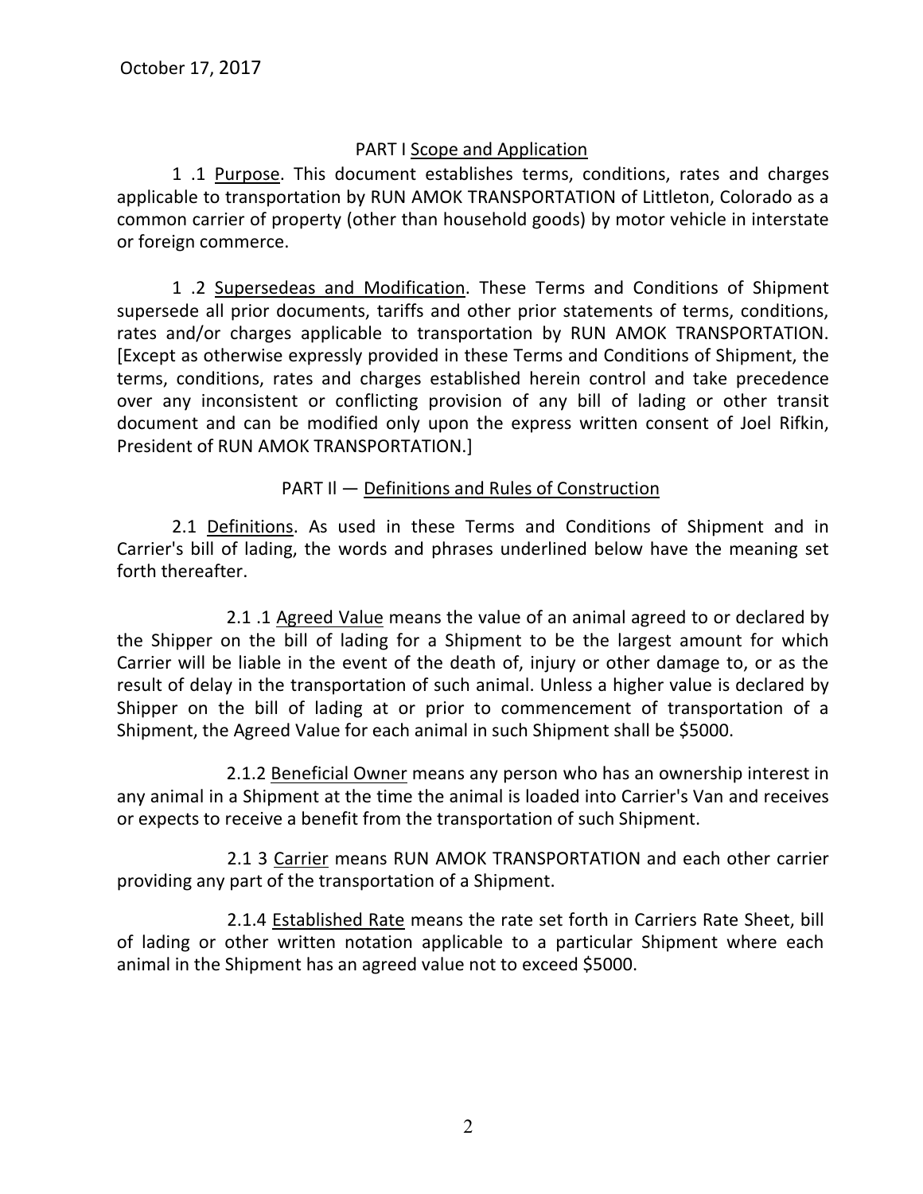October 17, 2017

## PART I Scope and Application

1 .1 Purpose. This document establishes terms, conditions, rates and charges applicable to transportation by RUN AMOK TRANSPORTATION of Littleton, Colorado as a common carrier of property (other than household goods) by motor vehicle in interstate or foreign commerce.

1 .2 Supersedeas and Modification. These Terms and Conditions of Shipment supersede all prior documents, tariffs and other prior statements of terms, conditions, rates and/or charges applicable to transportation by RUN AMOK TRANSPORTATION. [Except as otherwise expressly provided in these Terms and Conditions of Shipment, the terms, conditions, rates and charges established herein control and take precedence over any inconsistent or conflicting provision of any bill of lading or other transit document and can be modified only upon the express written consent of Joel Rifkin, President of RUN AMOK TRANSPORTATION.]

## PART Il — Definitions and Rules of Construction

2.1 Definitions. As used in these Terms and Conditions of Shipment and in Carrier's bill of lading, the words and phrases underlined below have the meaning set forth thereafter.

2.1 .1 Agreed Value means the value of an animal agreed to or declared by the Shipper on the bill of lading for a Shipment to be the largest amount for which Carrier will be liable in the event of the death of, injury or other damage to, or as the result of delay in the transportation of such animal. Unless a higher value is declared by Shipper on the bill of lading at or prior to commencement of transportation of a Shipment, the Agreed Value for each animal in such Shipment shall be $5000.

2.1.2 Beneficial Owner means any person who has an ownership interest in any animal in a Shipment at the time the animal is loaded into Carrier's Van and receives or expects to receive a benefit from the transportation of such Shipment.

2.1 3 Carrier means RUN AMOK TRANSPORTATION and each other carrier providing any part of the transportation of a Shipment.

2.1.4 Established Rate means the rate set forth in Carriers Rate Sheet, bill of lading or other written notation applicable to a particular Shipment where each animal in the Shipment has an agreed value not to exceed $5000.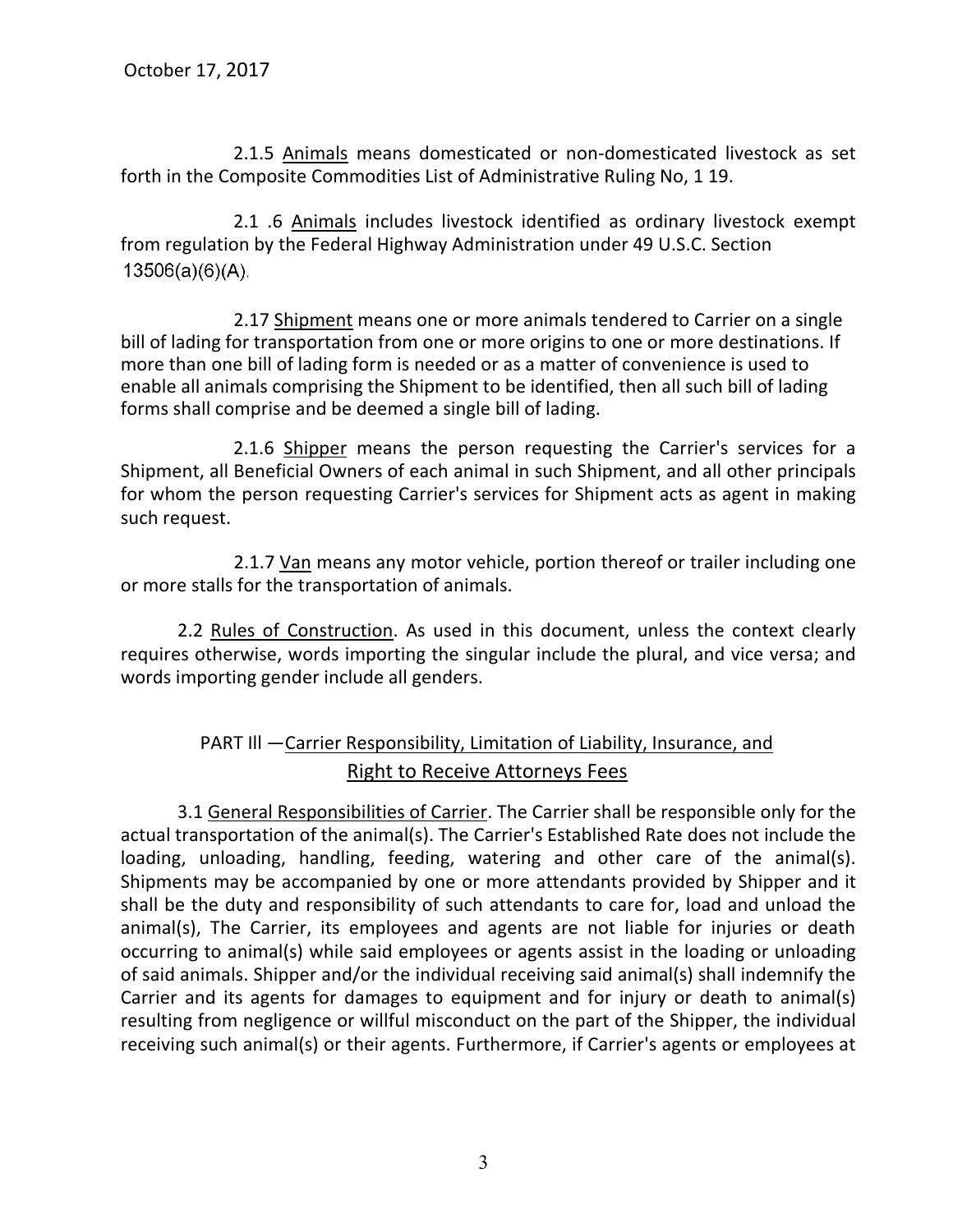October 17, 2017

2.1.5 Animals means domesticated or non-domesticated livestock as set forth in the Composite Commodities List of Administrative Ruling No, 1 19.

2.1 .6 Animals includes livestock identified as ordinary livestock exempt from regulation by the Federal Highway Administration under 49 U.S.C. Section 13506(a)(6)(A).

2.17 Shipment means one or more animals tendered to Carrier on a single bill of lading for transportation from one or more origins to one or more destinations. If more than one bill of lading form is needed or as a matter of convenience is used to enable all animals comprising the Shipment to be identified, then all such bill of lading forms shall comprise and be deemed a single bill of lading.

2.1.6 Shipper means the person requesting the Carrier's services for a Shipment, all Beneficial Owners of each animal in such Shipment, and all other principals for whom the person requesting Carrier's services for Shipment acts as agent in making such request.

2.1.7 Van means any motor vehicle, portion thereof or trailer including one or more stalls for the transportation of animals.

2.2 Rules of Construction. As used in this document, unless the context clearly requires otherwise, words importing the singular include the plural, and vice versa; and words importing gender include all genders.

## PART Ill —Carrier Responsibility, Limitation of Liability, Insurance, and Right to Receive Attorneys Fees

3.1 General Responsibilities of Carrier. The Carrier shall be responsible only for the actual transportation of the animal(s). The Carrier's Established Rate does not include the loading, unloading, handling, feeding, watering and other care of the animal(s). Shipments may be accompanied by one or more attendants provided by Shipper and it shall be the duty and responsibility of such attendants to care for, load and unload the animal(s), The Carrier, its employees and agents are not liable for injuries or death occurring to animal(s) while said employees or agents assist in the loading or unloading of said animals. Shipper and/or the individual receiving said animal(s) shall indemnify the Carrier and its agents for damages to equipment and for injury or death to animal(s) resulting from negligence or willful misconduct on the part of the Shipper, the individual receiving such animal(s) or their agents. Furthermore, if Carrier's agents or employees at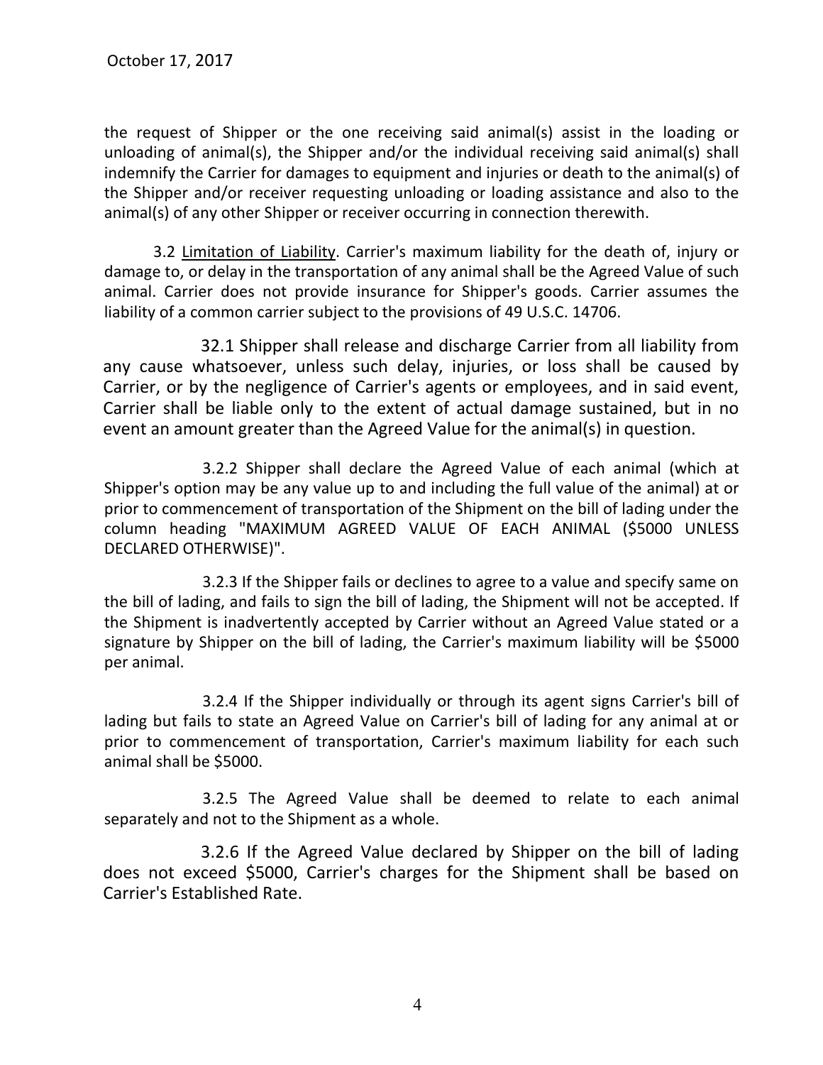the request of Shipper or the one receiving said animal(s) assist in the loading or unloading of animal(s), the Shipper and/or the individual receiving said animal(s) shall indemnify the Carrier for damages to equipment and injuries or death to the animal(s) of the Shipper and/or receiver requesting unloading or loading assistance and also to the animal(s) of any other Shipper or receiver occurring in connection therewith.

3.2 <u>Limitation of Liability</u>. Carrier's maximum liability for the death of, injury or damage to, or delay in the transportation of any animal shall be the Agreed Value of such animal. Carrier does not provide insurance for Shipper's goods. Carrier assumes the liability of a common carrier subject to the provisions of 49 U.S.C. 14706.

32.1 Shipper shall release and discharge Carrier from all liability from any cause whatsoever, unless such delay, injuries, or loss shall be caused by Carrier, or by the negligence of Carrier's agents or employees, and in said event, Carrier shall be liable only to the extent of actual damage sustained, but in no event an amount greater than the Agreed Value for the animal(s) in question.

3.2.2 Shipper shall declare the Agreed Value of each animal (which at Shipper's option may be any value up to and including the full value of the animal) at or prior to commencement of transportation of the Shipment on the bill of lading under the column heading "MAXIMUM AGREED VALUE OF EACH ANIMAL ($5000 UNLESS DECLARED OTHERWISE)".

3.2.3 If the Shipper fails or declines to agree to a value and specify same on the bill of lading, and fails to sign the bill of lading, the Shipment will not be accepted. If the Shipment is inadvertently accepted by Carrier without an Agreed Value stated or a signature by Shipper on the bill of lading, the Carrier's maximum liability will be $5000 per animal.

3.2.4 If the Shipper individually or through its agent signs Carrier's bill of lading but fails to state an Agreed Value on Carrier's bill of lading for any animal at or prior to commencement of transportation, Carrier's maximum liability for each such animal shall be $5000.

3.2.5 The Agreed Value shall be deemed to relate to each animal separately and not to the Shipment as a whole.

3.2.6 If the Agreed Value declared by Shipper on the bill of lading does not exceed $5000, Carrier's charges for the Shipment shall be based on Carrier's Established Rate.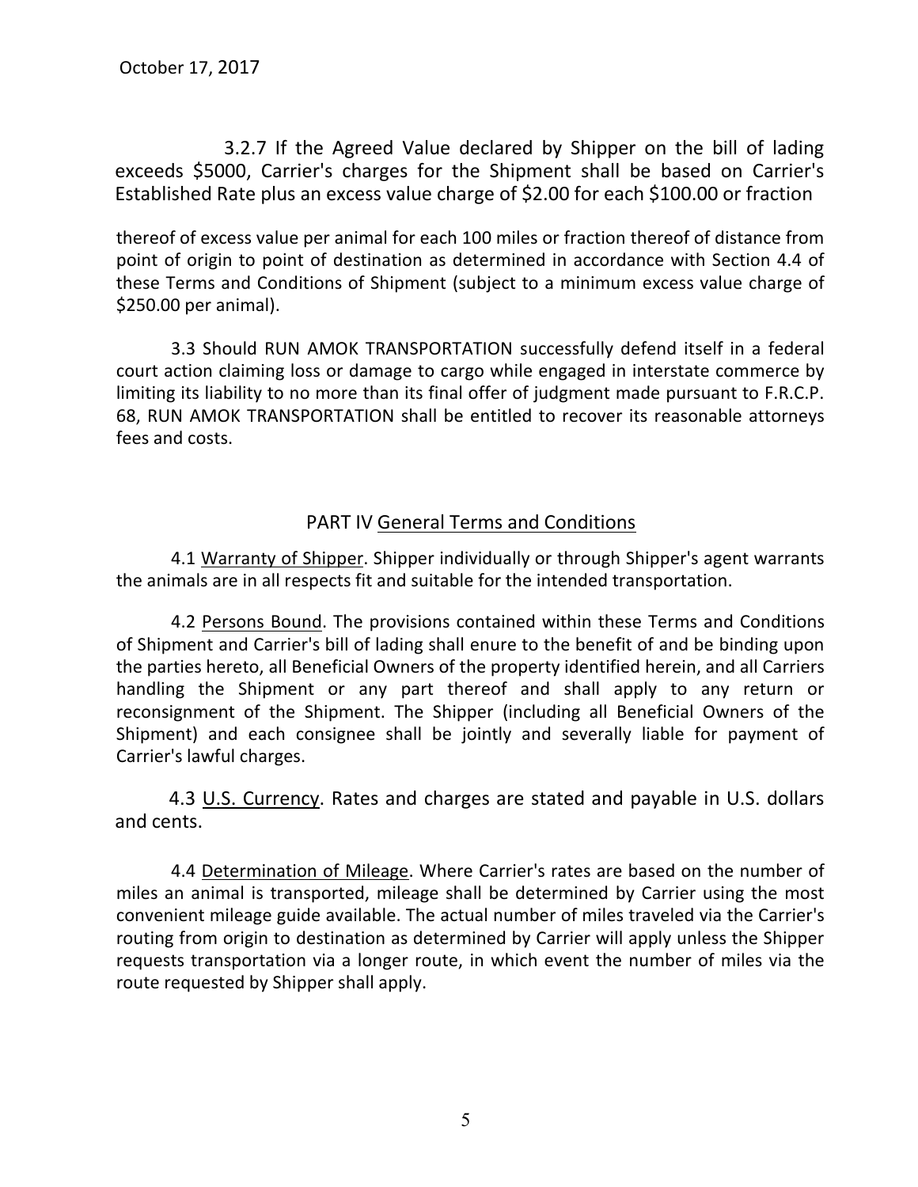October 17, 2017

3.2.7 If the Agreed Value declared by Shipper on the bill of lading exceeds $5000, Carrier's charges for the Shipment shall be based on Carrier's Established Rate plus an excess value charge of $2.00 for each $100.00 or fraction thereof of excess value per animal for each 100 miles or fraction thereof of distance from point of origin to point of destination as determined in accordance with Section 4.4 of these Terms and Conditions of Shipment (subject to a minimum excess value charge of $250.00 per animal).

3.3 Should RUN AMOK TRANSPORTATION successfully defend itself in a federal court action claiming loss or damage to cargo while engaged in interstate commerce by limiting its liability to no more than its final offer of judgment made pursuant to F.R.C.P. 68, RUN AMOK TRANSPORTATION shall be entitled to recover its reasonable attorneys fees and costs.

## PART IV General Terms and Conditions

4.1 Warranty of Shipper. Shipper individually or through Shipper's agent warrants the animals are in all respects fit and suitable for the intended transportation.

4.2 Persons Bound. The provisions contained within these Terms and Conditions of Shipment and Carrier's bill of lading shall enure to the benefit of and be binding upon the parties hereto, all Beneficial Owners of the property identified herein, and all Carriers handling the Shipment or any part thereof and shall apply to any return or reconsignment of the Shipment. The Shipper (including all Beneficial Owners of the Shipment) and each consignee shall be jointly and severally liable for payment of Carrier's lawful charges.

4.3 U.S. Currency. Rates and charges are stated and payable in U.S. dollars and cents.

4.4 Determination of Mileage. Where Carrier's rates are based on the number of miles an animal is transported, mileage shall be determined by Carrier using the most convenient mileage guide available. The actual number of miles traveled via the Carrier's routing from origin to destination as determined by Carrier will apply unless the Shipper requests transportation via a longer route, in which event the number of miles via the route requested by Shipper shall apply.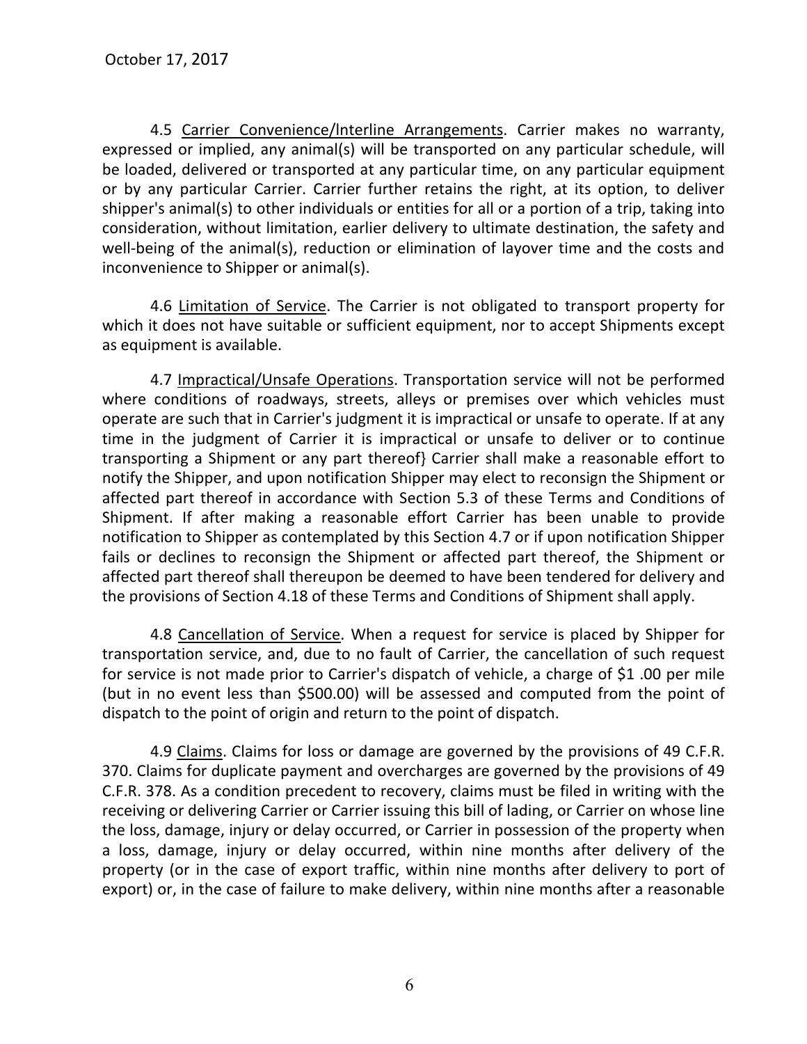October 17, 2017

4.5 <u>Carrier Convenience/lnterline Arrangements</u>. Carrier makes no warranty, expressed or implied, any animal(s) will be transported on any particular schedule, will be loaded, delivered or transported at any particular time, on any particular equipment or by any particular Carrier. Carrier further retains the right, at its option, to deliver shipper's animal(s) to other individuals or entities for all or a portion of a trip, taking into consideration, without limitation, earlier delivery to ultimate destination, the safety and well-being of the animal(s), reduction or elimination of layover time and the costs and inconvenience to Shipper or animal(s).

4.6 <u>Limitation of Service</u>. The Carrier is not obligated to transport property for which it does not have suitable or sufficient equipment, nor to accept Shipments except as equipment is available.

4.7 <u>Impractical/Unsafe Operations</u>. Transportation service will not be performed where conditions of roadways, streets, alleys or premises over which vehicles must operate are such that in Carrier's judgment it is impractical or unsafe to operate. If at any time in the judgment of Carrier it is impractical or unsafe to deliver or to continue transporting a Shipment or any part thereof} Carrier shall make a reasonable effort to notify the Shipper, and upon notification Shipper may elect to reconsign the Shipment or affected part thereof in accordance with Section 5.3 of these Terms and Conditions of Shipment. If after making a reasonable effort Carrier has been unable to provide notification to Shipper as contemplated by this Section 4.7 or if upon notification Shipper fails or declines to reconsign the Shipment or affected part thereof, the Shipment or affected part thereof shall thereupon be deemed to have been tendered for delivery and the provisions of Section 4.18 of these Terms and Conditions of Shipment shall apply.

4.8 <u>Cancellation of Service</u>. When a request for service is placed by Shipper for transportation service, and, due to no fault of Carrier, the cancellation of such request for service is not made prior to Carrier's dispatch of vehicle, a charge of $1 .00 per mile (but in no event less than $500.00) will be assessed and computed from the point of dispatch to the point of origin and return to the point of dispatch.

4.9 <u>Claims</u>. Claims for loss or damage are governed by the provisions of 49 C.F.R. 370. Claims for duplicate payment and overcharges are governed by the provisions of 49 C.F.R. 378. As a condition precedent to recovery, claims must be filed in writing with the receiving or delivering Carrier or Carrier issuing this bill of lading, or Carrier on whose line the loss, damage, injury or delay occurred, or Carrier in possession of the property when a loss, damage, injury or delay occurred, within nine months after delivery of the property (or in the case of export traffic, within nine months after delivery to port of export) or, in the case of failure to make delivery, within nine months after a reasonable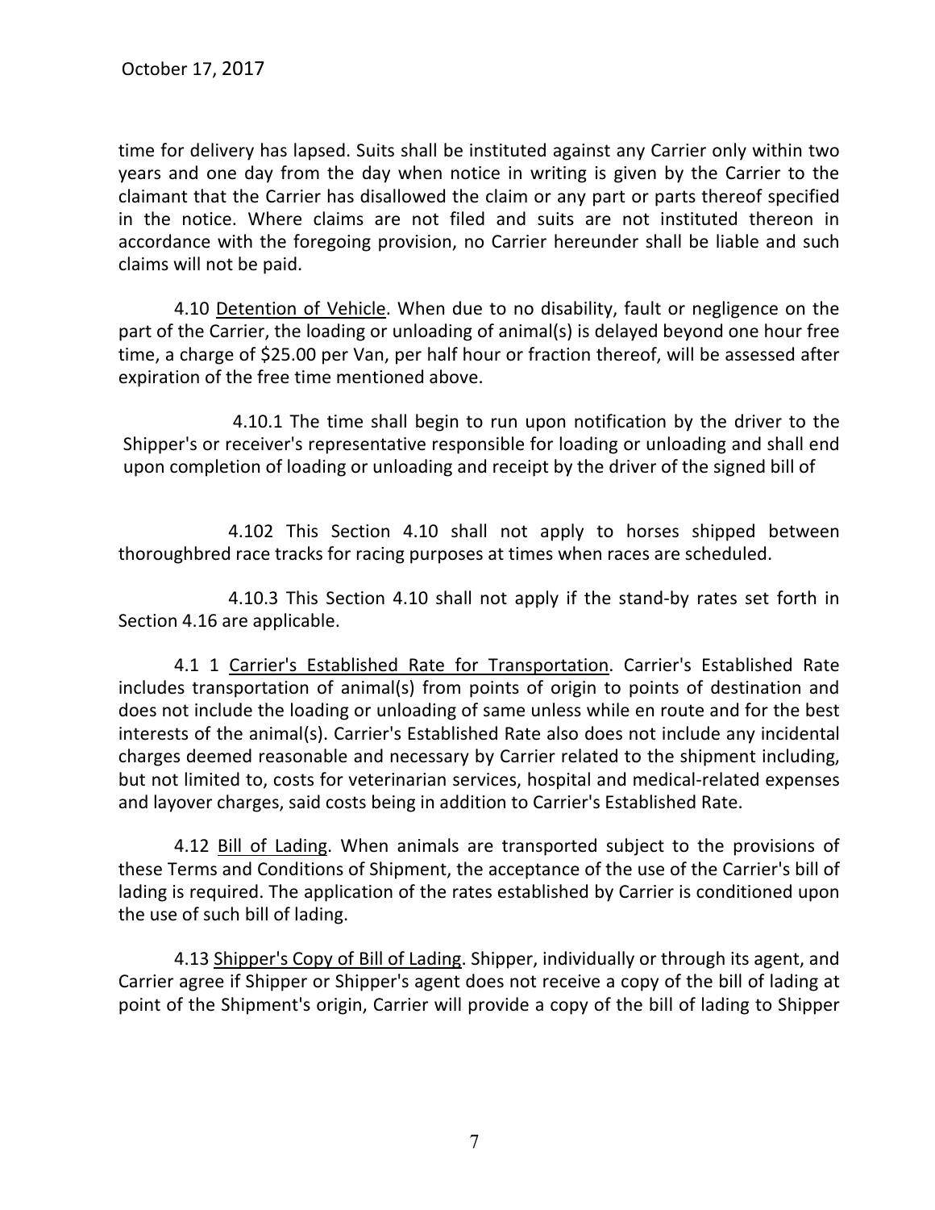October 17, 2017

time for delivery has lapsed. Suits shall be instituted against any Carrier only within two years and one day from the day when notice in writing is given by the Carrier to the claimant that the Carrier has disallowed the claim or any part or parts thereof specified in the notice. Where claims are not filed and suits are not instituted thereon in accordance with the foregoing provision, no Carrier hereunder shall be liable and such claims will not be paid.

4.10 Detention of Vehicle. When due to no disability, fault or negligence on the part of the Carrier, the loading or unloading of animal(s) is delayed beyond one hour free time, a charge of $25.00 per Van, per half hour or fraction thereof, will be assessed after expiration of the free time mentioned above.

4.10.1 The time shall begin to run upon notification by the driver to the Shipper's or receiver's representative responsible for loading or unloading and shall end upon completion of loading or unloading and receipt by the driver of the signed bill of

4.102 This Section 4.10 shall not apply to horses shipped between thoroughbred race tracks for racing purposes at times when races are scheduled.

4.10.3 This Section 4.10 shall not apply if the stand-by rates set forth in Section 4.16 are applicable.

4.1 1 Carrier's Established Rate for Transportation. Carrier's Established Rate includes transportation of animal(s) from points of origin to points of destination and does not include the loading or unloading of same unless while en route and for the best interests of the animal(s). Carrier's Established Rate also does not include any incidental charges deemed reasonable and necessary by Carrier related to the shipment including, but not limited to, costs for veterinarian services, hospital and medical-related expenses and layover charges, said costs being in addition to Carrier's Established Rate.

4.12 Bill of Lading. When animals are transported subject to the provisions of these Terms and Conditions of Shipment, the acceptance of the use of the Carrier's bill of lading is required. The application of the rates established by Carrier is conditioned upon the use of such bill of lading.

4.13 Shipper's Copy of Bill of Lading. Shipper, individually or through its agent, and Carrier agree if Shipper or Shipper's agent does not receive a copy of the bill of lading at point of the Shipment's origin, Carrier will provide a copy of the bill of lading to Shipper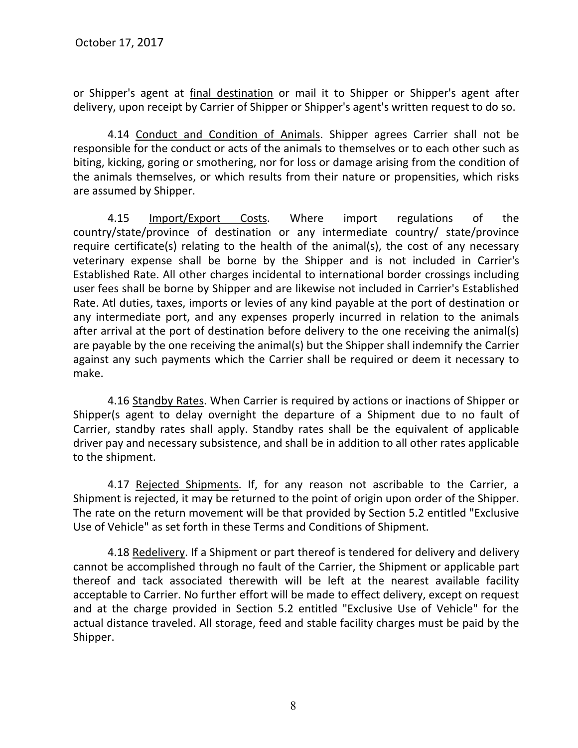or Shipper's agent at final destination or mail it to Shipper or Shipper's agent after delivery, upon receipt by Carrier of Shipper or Shipper's agent's written request to do so.

4.14 Conduct and Condition of Animals. Shipper agrees Carrier shall not be responsible for the conduct or acts of the animals to themselves or to each other such as biting, kicking, goring or smothering, nor for loss or damage arising from the condition of the animals themselves, or which results from their nature or propensities, which risks are assumed by Shipper.

4.15 Import/Export Costs. Where import regulations of the country/state/province of destination or any intermediate country/ state/province require certificate(s) relating to the health of the animal(s), the cost of any necessary veterinary expense shall be borne by the Shipper and is not included in Carrier's Established Rate. All other charges incidental to international border crossings including user fees shall be borne by Shipper and are likewise not included in Carrier's Established Rate. Atl duties, taxes, imports or levies of any kind payable at the port of destination or any intermediate port, and any expenses properly incurred in relation to the animals after arrival at the port of destination before delivery to the one receiving the animal(s) are payable by the one receiving the animal(s) but the Shipper shall indemnify the Carrier against any such payments which the Carrier shall be required or deem it necessary to make.

4.16 Standby Rates. When Carrier is required by actions or inactions of Shipper or Shipper(s agent to delay overnight the departure of a Shipment due to no fault of Carrier, standby rates shall apply. Standby rates shall be the equivalent of applicable driver pay and necessary subsistence, and shall be in addition to all other rates applicable to the shipment.

4.17 Rejected Shipments. If, for any reason not ascribable to the Carrier, a Shipment is rejected, it may be returned to the point of origin upon order of the Shipper. The rate on the return movement will be that provided by Section 5.2 entitled "Exclusive Use of Vehicle" as set forth in these Terms and Conditions of Shipment.

4.18 Redelivery. If a Shipment or part thereof is tendered for delivery and delivery cannot be accomplished through no fault of the Carrier, the Shipment or applicable part thereof and tack associated therewith will be left at the nearest available facility acceptable to Carrier. No further effort will be made to effect delivery, except on request and at the charge provided in Section 5.2 entitled "Exclusive Use of Vehicle" for the actual distance traveled. All storage, feed and stable facility charges must be paid by the Shipper.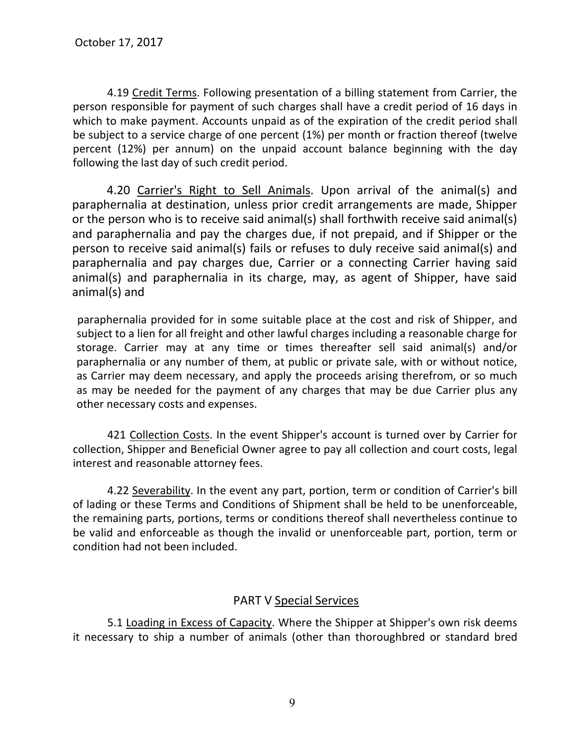October 17, 2017

4.19 Credit Terms. Following presentation of a billing statement from Carrier, the person responsible for payment of such charges shall have a credit period of 16 days in which to make payment. Accounts unpaid as of the expiration of the credit period shall be subject to a service charge of one percent (1%) per month or fraction thereof (twelve percent (12%) per annum) on the unpaid account balance beginning with the day following the last day of such credit period.

4.20 Carrier's Right to Sell Animals. Upon arrival of the animal(s) and paraphernalia at destination, unless prior credit arrangements are made, Shipper or the person who is to receive said animal(s) shall forthwith receive said animal(s) and paraphernalia and pay the charges due, if not prepaid, and if Shipper or the person to receive said animal(s) fails or refuses to duly receive said animal(s) and paraphernalia and pay charges due, Carrier or a connecting Carrier having said animal(s) and paraphernalia in its charge, may, as agent of Shipper, have said animal(s) and paraphernalia provided for in some suitable place at the cost and risk of Shipper, and subject to a lien for all freight and other lawful charges including a reasonable charge for storage. Carrier may at any time or times thereafter sell said animal(s) and/or paraphernalia or any number of them, at public or private sale, with or without notice, as Carrier may deem necessary, and apply the proceeds arising therefrom, or so much as may be needed for the payment of any charges that may be due Carrier plus any other necessary costs and expenses.

421 Collection Costs. In the event Shipper's account is turned over by Carrier for collection, Shipper and Beneficial Owner agree to pay all collection and court costs, legal interest and reasonable attorney fees.

4.22 Severability. In the event any part, portion, term or condition of Carrier's bill of lading or these Terms and Conditions of Shipment shall be held to be unenforceable, the remaining parts, portions, terms or conditions thereof shall nevertheless continue to be valid and enforceable as though the invalid or unenforceable part, portion, term or condition had not been included.

## PART V Special Services

5.1 Loading in Excess of Capacity. Where the Shipper at Shipper's own risk deems it necessary to ship a number of animals (other than thoroughbred or standard bred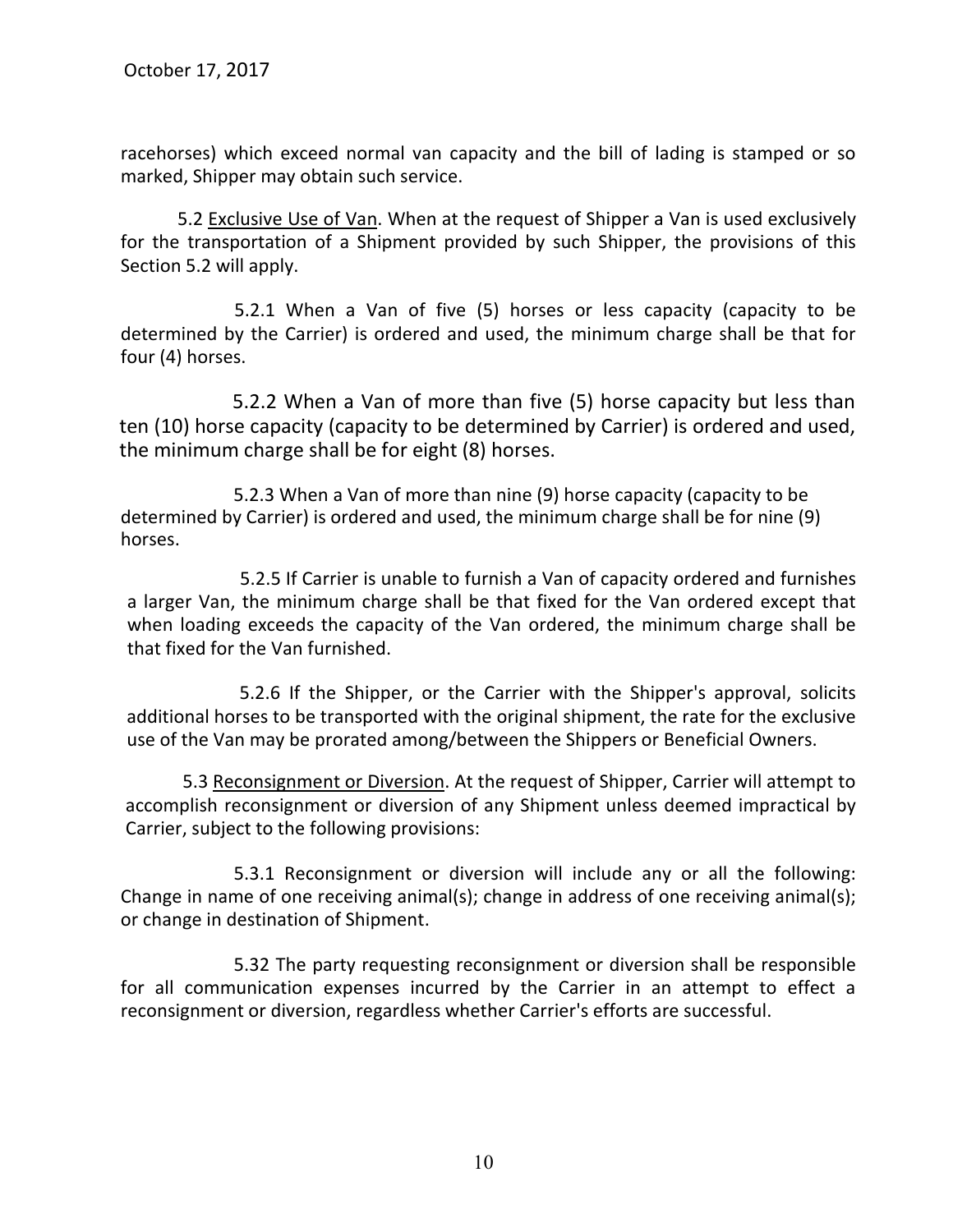racehorses) which exceed normal van capacity and the bill of lading is stamped or so marked, Shipper may obtain such service.

5.2 Exclusive Use of Van. When at the request of Shipper a Van is used exclusively for the transportation of a Shipment provided by such Shipper, the provisions of this Section 5.2 will apply.

5.2.1 When a Van of five (5) horses or less capacity (capacity to be determined by the Carrier) is ordered and used, the minimum charge shall be that for four (4) horses.

5.2.2 When a Van of more than five (5) horse capacity but less than ten (10) horse capacity (capacity to be determined by Carrier) is ordered and used, the minimum charge shall be for eight (8) horses.

5.2.3 When a Van of more than nine (9) horse capacity (capacity to be determined by Carrier) is ordered and used, the minimum charge shall be for nine (9) horses.

5.2.5 If Carrier is unable to furnish a Van of capacity ordered and furnishes a larger Van, the minimum charge shall be that fixed for the Van ordered except that when loading exceeds the capacity of the Van ordered, the minimum charge shall be that fixed for the Van furnished.

5.2.6 If the Shipper, or the Carrier with the Shipper's approval, solicits additional horses to be transported with the original shipment, the rate for the exclusive use of the Van may be prorated among/between the Shippers or Beneficial Owners.

5.3 Reconsignment or Diversion. At the request of Shipper, Carrier will attempt to accomplish reconsignment or diversion of any Shipment unless deemed impractical by Carrier, subject to the following provisions:

5.3.1 Reconsignment or diversion will include any or all the following: Change in name of one receiving animal(s); change in address of one receiving animal(s); or change in destination of Shipment.

5.32 The party requesting reconsignment or diversion shall be responsible for all communication expenses incurred by the Carrier in an attempt to effect a reconsignment or diversion, regardless whether Carrier's efforts are successful.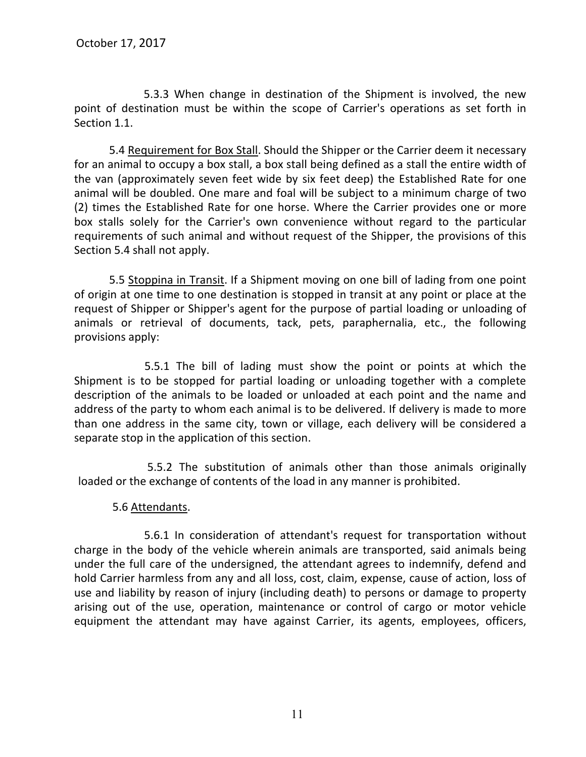October 17, 2017

5.3.3 When change in destination of the Shipment is involved, the new point of destination must be within the scope of Carrier's operations as set forth in Section 1.1.

5.4 Requirement for Box Stall. Should the Shipper or the Carrier deem it necessary for an animal to occupy a box stall, a box stall being defined as a stall the entire width of the van (approximately seven feet wide by six feet deep) the Established Rate for one animal will be doubled. One mare and foal will be subject to a minimum charge of two (2) times the Established Rate for one horse. Where the Carrier provides one or more box stalls solely for the Carrier's own convenience without regard to the particular requirements of such animal and without request of the Shipper, the provisions of this Section 5.4 shall not apply.

5.5 Stoppina in Transit. If a Shipment moving on one bill of lading from one point of origin at one time to one destination is stopped in transit at any point or place at the request of Shipper or Shipper's agent for the purpose of partial loading or unloading of animals or retrieval of documents, tack, pets, paraphernalia, etc., the following provisions apply:

5.5.1 The bill of lading must show the point or points at which the Shipment is to be stopped for partial loading or unloading together with a complete description of the animals to be loaded or unloaded at each point and the name and address of the party to whom each animal is to be delivered. If delivery is made to more than one address in the same city, town or village, each delivery will be considered a separate stop in the application of this section.

5.5.2 The substitution of animals other than those animals originally loaded or the exchange of contents of the load in any manner is prohibited.

5.6 Attendants.

5.6.1 In consideration of attendant's request for transportation without charge in the body of the vehicle wherein animals are transported, said animals being under the full care of the undersigned, the attendant agrees to indemnify, defend and hold Carrier harmless from any and all loss, cost, claim, expense, cause of action, loss of use and liability by reason of injury (including death) to persons or damage to property arising out of the use, operation, maintenance or control of cargo or motor vehicle equipment the attendant may have against Carrier, its agents, employees, officers,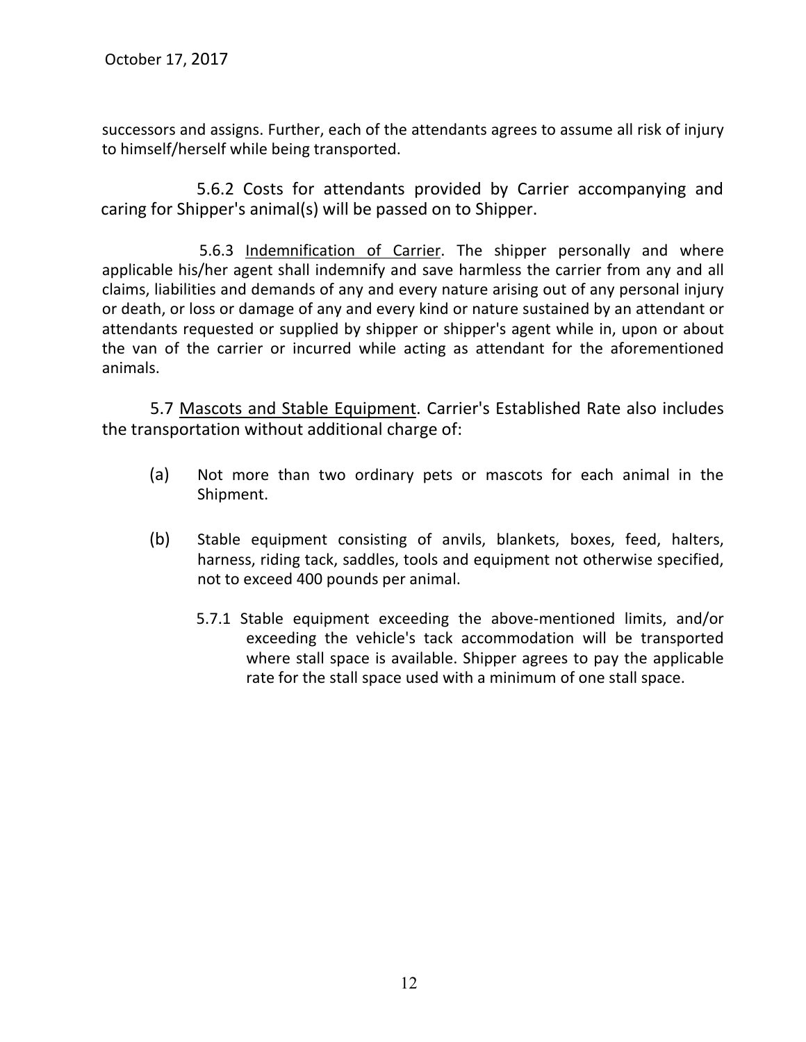successors and assigns. Further, each of the attendants agrees to assume all risk of injury to himself/herself while being transported.

5.6.2 Costs for attendants provided by Carrier accompanying and caring for Shipper's animal(s) will be passed on to Shipper.

5.6.3 Indemnification of Carrier. The shipper personally and where applicable his/her agent shall indemnify and save harmless the carrier from any and all claims, liabilities and demands of any and every nature arising out of any personal injury or death, or loss or damage of any and every kind or nature sustained by an attendant or attendants requested or supplied by shipper or shipper's agent while in, upon or about the van of the carrier or incurred while acting as attendant for the aforementioned animals.

5.7 Mascots and Stable Equipment. Carrier's Established Rate also includes the transportation without additional charge of:

(a) Not more than two ordinary pets or mascots for each animal in the Shipment.

(b) Stable equipment consisting of anvils, blankets, boxes, feed, halters, harness, riding tack, saddles, tools and equipment not otherwise specified, not to exceed 400 pounds per animal.

5.7.1 Stable equipment exceeding the above-mentioned limits, and/or exceeding the vehicle's tack accommodation will be transported where stall space is available. Shipper agrees to pay the applicable rate for the stall space used with a minimum of one stall space.